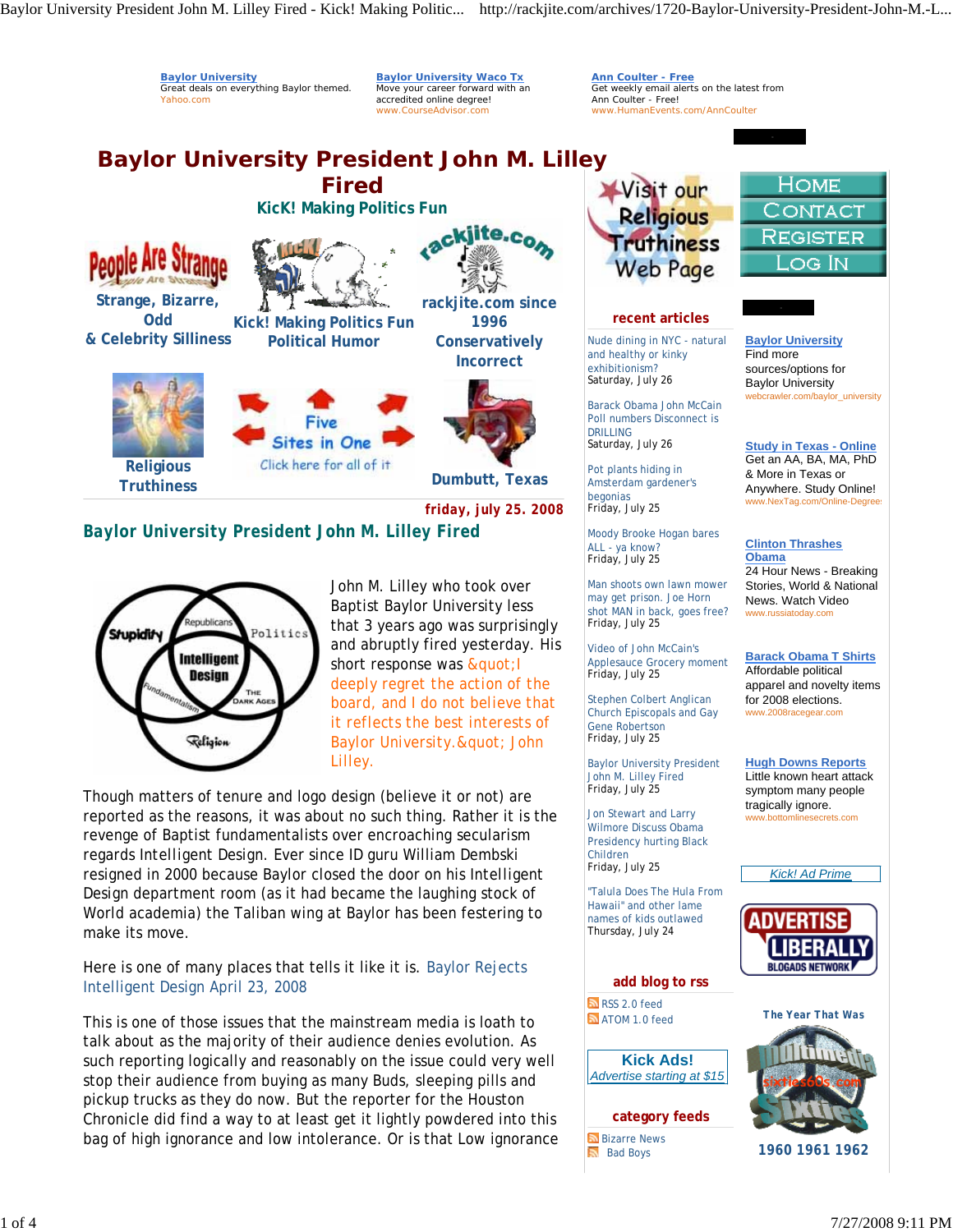[Baylor University](#)
Great deals on everything Baylor themed.
Yahoo.com

[Baylor University Waco Tx](#)
Move your career forward with an accredited online degree!
www.CourseAdvisor.com

[Ann Coulter - Free](#)
Get weekly email alerts on the latest from Ann Coulter - Free!
www.HumanEvents.com/AnnCoulter

# Baylor University President John M. Lilley Fired

## KicK! Making Politics Fun

Strange, Bizarre, Odd & Celebrity Silliness

Kick! Making Politics Fun Political Humor

rackjite.com since 1996 Conservatively Incorrect

Religious Truthiness

Five Sites in One
Click here for all of it

Dumbutt, Texas

**friday, july 25. 2008**

## Baylor University President John M. Lilley Fired

Stupidity · Republicans · Politics · Intelligent Design · Fundamentalism · The Dark Ages · Religion

John M. Lilley who took over Baptist Baylor University less that 3 years ago was surprisingly and abruptly fired yesterday. His short response was &quot;I deeply regret the action of the board, and I do not believe that it reflects the best interests of Baylor University.&quot; John Lilley.

Though matters of tenure and logo design (believe it or not) are reported as the reasons, it was about no such thing. Rather it is the revenge of Baptist fundamentalists over encroaching secularism regards Intelligent Design. Ever since ID guru William Dembski resigned in 2000 because Baylor closed the door on his Intelligent Design department room (as it had became the laughing stock of World academia) the Taliban wing at Baylor has been festering to make its move.

Here is one of many places that tells it like it is. [Baylor Rejects Intelligent Design April 23, 2008](#)

This is one of those issues that the mainstream media is loath to talk about as the majority of their audience denies evolution. As such reporting logically and reasonably on the issue could very well stop their audience from buying as many Buds, sleeping pills and pickup trucks as they do now. But the reporter for the Houston Chronicle did find a way to at least get it lightly powdered into this bag of high ignorance and low intolerance. Or is that Low ignorance

---

Visit our Religious Truthiness Web Page

### recent articles

[Nude dining in NYC - natural and healthy or kinky exhibitionism?](#)
Saturday, July 26

[Barack Obama John McCain Poll numbers Disconnect is DRILLING](#)
Saturday, July 26

[Pot plants hiding in Amsterdam gardener's begonias](#)
Friday, July 25

[Moody Brooke Hogan bares ALL - ya know?](#)
Friday, July 25

[Man shoots own lawn mower may get prison. Joe Horn shot MAN in back, goes free?](#)
Friday, July 25

[Video of John McCain's Applesauce Grocery moment](#)
Friday, July 25

[Stephen Colbert Anglican Church Episcopals and Gay Gene Robertson](#)
Friday, July 25

[Baylor University President John M. Lilley Fired](#)
Friday, July 25

[Jon Stewart and Larry Wilmore Discuss Obama Presidency hurting Black Children](#)
Friday, July 25

["Talula Does The Hula From Hawaii" and other lame names of kids outlawed](#)
Thursday, July 24

### add blog to rss

[RSS 2.0 feed](#)
[ATOM 1.0 feed](#)

**Kick Ads!**
*Advertise starting at $15*

### category feeds

[Bizarre News](#)
[Bad Boys](#)

---

HOME
CONTACT
REGISTER
LOG IN

[Baylor University](#)
Find more sources/options for Baylor University
webcrawler.com/baylor_university

[Study in Texas - Online](#)
Get an AA, BA, MA, PhD & More in Texas or Anywhere. Study Online!
www.NexTag.com/Online-Degrees

[Clinton Thrashes Obama](#)
24 Hour News - Breaking Stories, World & National News. Watch Video
www.russiatoday.com

[Barack Obama T Shirts](#)
Affordable political apparel and novelty items for 2008 elections.
www.2008racegear.com

[Hugh Downs Reports](#)
Little known heart attack symptom many people tragically ignore.
www.bottomlinesecrets.com

*Kick! Ad Prime*

ADVERTISE LIBERALLY
BLOGADS NETWORK

**The Year That Was**

Multimedia Sixties sixties60s.com

**1960 1961 1962**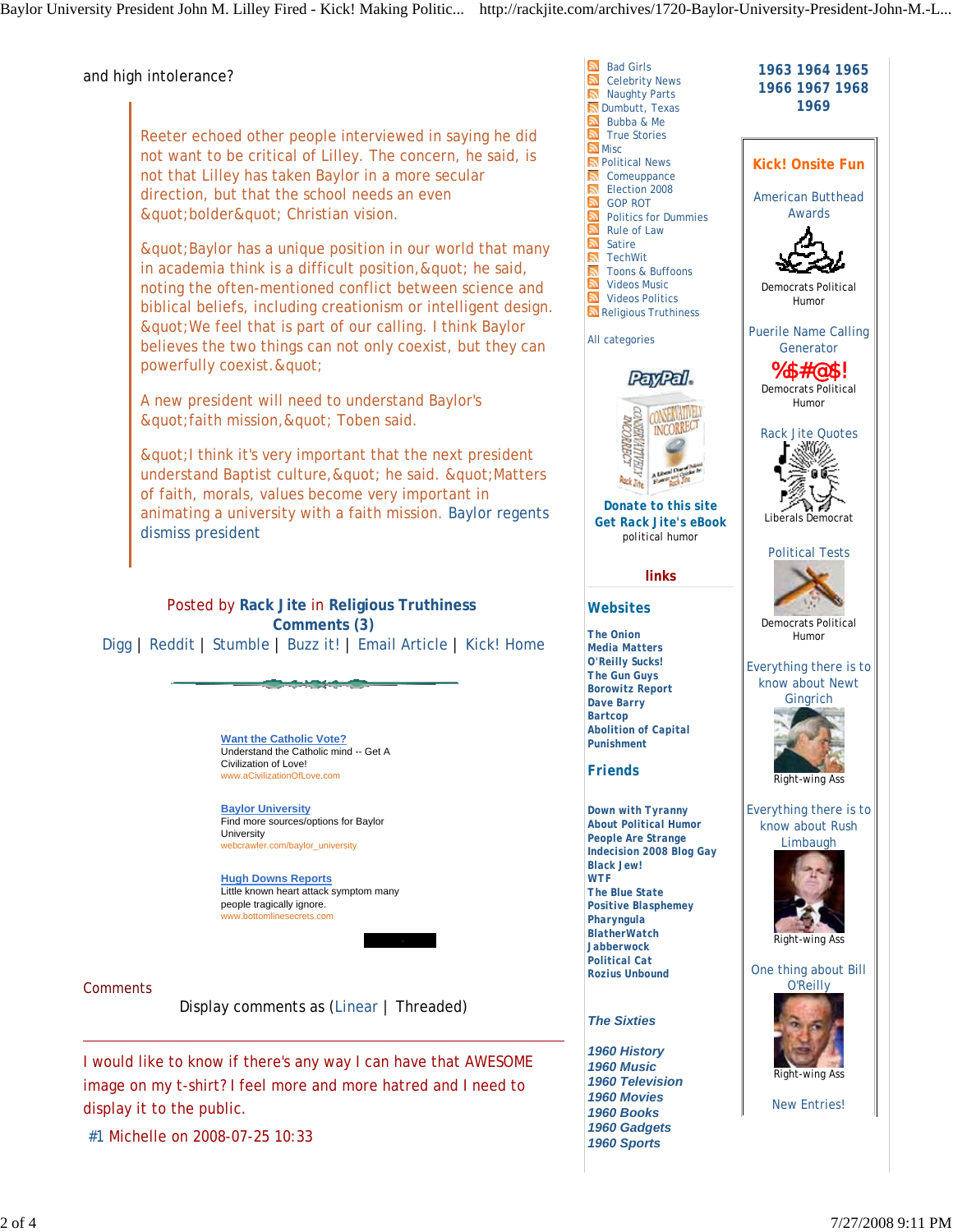and high intolerance?

> Reeter echoed other people interviewed in saying he did not want to be critical of Lilley. The concern, he said, is not that Lilley has taken Baylor in a more secular direction, but that the school needs an even &quot;bolder&quot; Christian vision.
>
> &quot;Baylor has a unique position in our world that many in academia think is a difficult position,&quot; he said, noting the often-mentioned conflict between science and biblical beliefs, including creationism or intelligent design. &quot;We feel that is part of our calling. I think Baylor believes the two things can not only coexist, but they can powerfully coexist.&quot;
>
> A new president will need to understand Baylor's &quot;faith mission,&quot; Toben said.
>
> &quot;I think it's very important that the next president understand Baptist culture,&quot; he said. &quot;Matters of faith, morals, values become very important in animating a university with a faith mission. Baylor regents dismiss president

Posted by **Rack Jite** in **Religious Truthiness**
**Comments (3)**
Digg | Reddit | Stumble | Buzz it! | Email Article | Kick! Home

Want the Catholic Vote?
Understand the Catholic mind -- Get A Civilization of Love!
www.aCivilizationOfLove.com

Baylor University
Find more sources/options for Baylor University
webcrawler.com/baylor_university

Hugh Downs Reports
Little known heart attack symptom many people tragically ignore.
www.bottomlinesecrets.com

Comments

Display comments as (Linear | Threaded)

I would like to know if there's any way I can have that AWESOME image on my t-shirt? I feel more and more hatred and I need to display it to the public.

#1 Michelle on 2008-07-25 10:33

Bad Girls
Celebrity News
Naughty Parts
Dumbutt, Texas
Bubba & Me
True Stories
Misc
Political News
Comeuppance
Election 2008
GOP ROT
Politics for Dummies
Rule of Law
Satire
TechWit
Toons & Buffoons
Videos Music
Videos Politics
Religious Truthiness

All categories

Donate to this site
Get Rack Jite's eBook
political humor

**links**

## Websites

**The Onion**
**Media Matters**
**O'Reilly Sucks!**
**The Gun Guys**
**Borowitz Report**
**Dave Barry**
**Bartcop**
**Abolition of Capital Punishment**

## Friends

**Down with Tyranny**
**About Political Humor**
**People Are Strange**
**Indecision 2008 Blog Gay**
**Black Jew!**
**WTF**
**The Blue State**
**Positive Blasphemey**
**Pharyngula**
**BlatherWatch**
**Jabberwock**
**Political Cat**
**Rozius Unbound**

***The Sixties***

***1960 History***
***1960 Music***
***1960 Television***
***1960 Movies***
***1960 Books***
***1960 Gadgets***
***1960 Sports***

**1963 1964 1965 1966 1967 1968 1969**

**Kick! Onsite Fun**

American Butthead Awards
Democrats Political Humor

Puerile Name Calling Generator
%$#@$!
Democrats Political Humor

Rack Jite Quotes
Liberals Democrat

Political Tests
Democrats Political Humor

Everything there is to know about Newt Gingrich
Right-wing Ass

Everything there is to know about Rush Limbaugh
Right-wing Ass

One thing about Bill O'Reilly
Right-wing Ass

New Entries!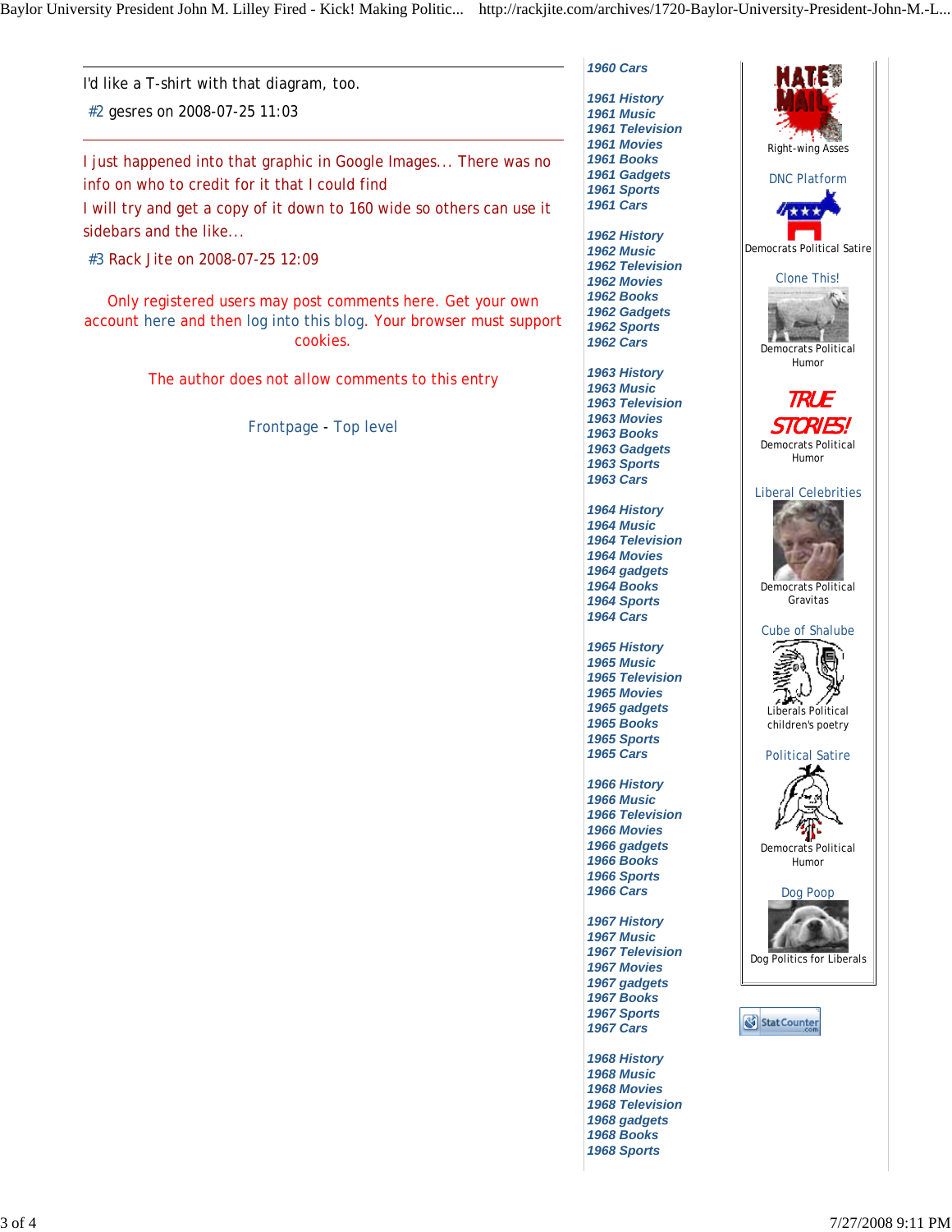I'd like a T-shirt with that diagram, too.

#2 gesres on 2008-07-25 11:03

I just happened into that graphic in Google Images... There was no info on who to credit for it that I could find

I will try and get a copy of it down to 160 wide so others can use it sidebars and the like...

#3 Rack Jite on 2008-07-25 12:09

Only registered users may post comments here. Get your own account here and then log into this blog. Your browser must support cookies.

The author does not allow comments to this entry

Frontpage - Top level

*1960 Cars*

*1961 History*
*1961 Music*
*1961 Television*
*1961 Movies*
*1961 Books*
*1961 Gadgets*
*1961 Sports*
*1961 Cars*

*1962 History*
*1962 Music*
*1962 Television*
*1962 Movies*
*1962 Books*
*1962 Gadgets*
*1962 Sports*
*1962 Cars*

*1963 History*
*1963 Music*
*1963 Television*
*1963 Movies*
*1963 Books*
*1963 Gadgets*
*1963 Sports*
*1963 Cars*

*1964 History*
*1964 Music*
*1964 Television*
*1964 Movies*
*1964 gadgets*
*1964 Books*
*1964 Sports*
*1964 Cars*

*1965 History*
*1965 Music*
*1965 Television*
*1965 Movies*
*1965 gadgets*
*1965 Books*
*1965 Sports*
*1965 Cars*

*1966 History*
*1966 Music*
*1966 Television*
*1966 Movies*
*1966 gadgets*
*1966 Books*
*1966 Sports*
*1966 Cars*

*1967 History*
*1967 Music*
*1967 Television*
*1967 Movies*
*1967 gadgets*
*1967 Books*
*1967 Sports*
*1967 Cars*

*1968 History*
*1968 Music*
*1968 Movies*
*1968 Television*
*1968 gadgets*
*1968 Books*
*1968 Sports*

HATE MAIL
Right-wing Asses

DNC Platform
Democrats Political Satire

Clone This!
Democrats Political Humor

TRUE STORIES!
Democrats Political Humor

Liberal Celebrities
Democrats Political Gravitas

Cube of Shalube
Liberals Political children's poetry

Political Satire
Democrats Political Humor

Dog Poop
Dog Politics for Liberals

StatCounter .com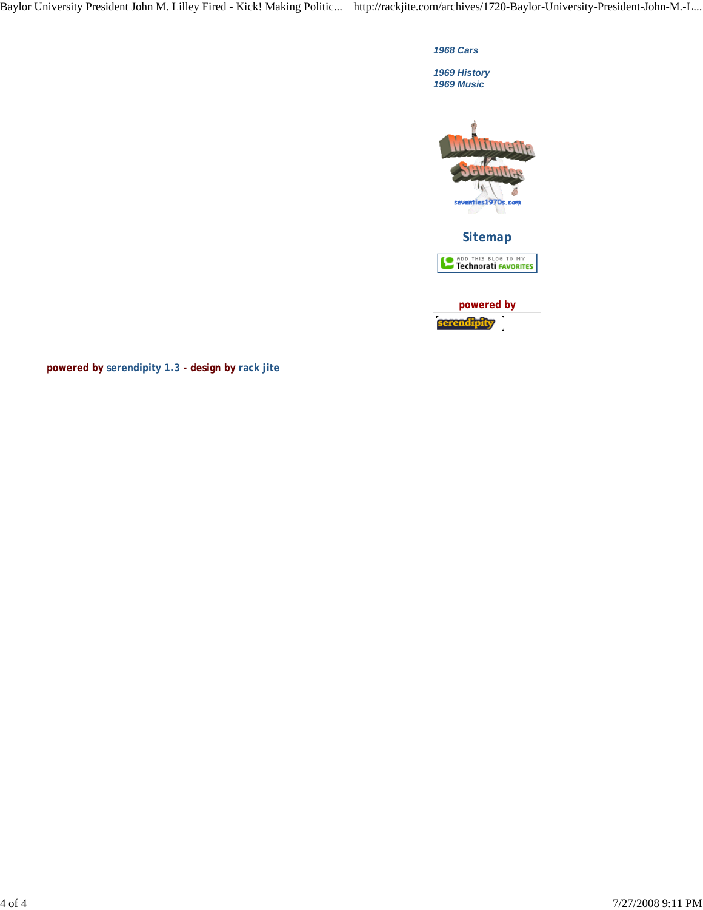*1968 Cars*

*1969 History*
*1969 Music*

Sitemap

**powered by**

**powered by** serendipity 1.3 **- design by** rack jite